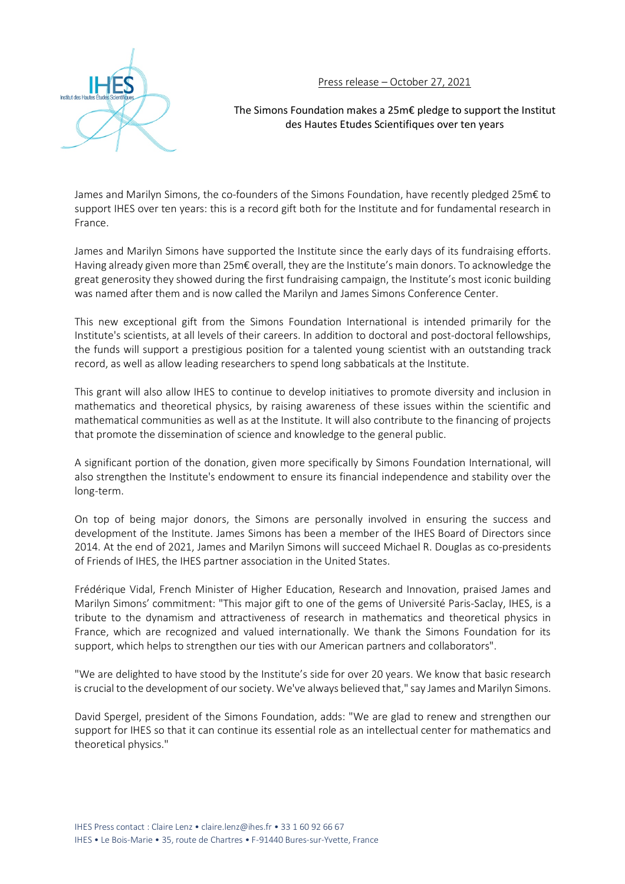Press release – October 27, 2021

# The Simons Foundation makes a 25m€ pledge to support the Institut des Hautes Etudes Scientifiques over ten years

James and Marilyn Simons, the co-founders of the Simons Foundation, have recently pledged 25m€ to support IHES over ten years: this is a record gift both for the Institute and for fundamental research in France.

James and Marilyn Simons have supported the Institute since the early days of its fundraising efforts. Having already given more than 25m€ overall, they are the Institute's main donors. To acknowledge the great generosity they showed during the first fundraising campaign, the Institute's most iconic building was named after them and is now called the Marilyn and James Simons Conference Center.

This new exceptional gift from the Simons Foundation International is intended primarily for the Institute's scientists, at all levels of their careers. In addition to doctoral and post-doctoral fellowships, the funds will support a prestigious position for a talented young scientist with an outstanding track record, as well as allow leading researchers to spend long sabbaticals at the Institute.

This grant will also allow IHES to continue to develop initiatives to promote diversity and inclusion in mathematics and theoretical physics, by raising awareness of these issues within the scientific and mathematical communities as well as at the Institute. It will also contribute to the financing of projects that promote the dissemination of science and knowledge to the general public.

A significant portion of the donation, given more specifically by Simons Foundation International, will also strengthen the Institute's endowment to ensure its financial independence and stability over the long-term.

On top of being major donors, the Simons are personally involved in ensuring the success and development of the Institute. James Simons has been a member of the IHES Board of Directors since 2014. At the end of 2021, James and Marilyn Simons will succeed Michael R. Douglas as co-presidents of Friends of IHES, the IHES partner association in the United States.

Frédérique Vidal, French Minister of Higher Education, Research and Innovation, praised James and Marilyn Simons' commitment: "This major gift to one of the gems of Université Paris-Saclay, IHES, is a tribute to the dynamism and attractiveness of research in mathematics and theoretical physics in France, which are recognized and valued internationally. We thank the Simons Foundation for its support, which helps to strengthen our ties with our American partners and collaborators".

"We are delighted to have stood by the Institute's side for over 20 years. We know that basic research is crucial to the development of our society. We've always believed that," say James and Marilyn Simons.

David Spergel, president of the Simons Foundation, adds: "We are glad to renew and strengthen our support for IHES so that it can continue its essential role as an intellectual center for mathematics and theoretical physics."

IHES Press contact : Claire Lenz • claire.lenz@ihes.fr • 33 1 60 92 66 67
IHES • Le Bois-Marie • 35, route de Chartres • F-91440 Bures-sur-Yvette, France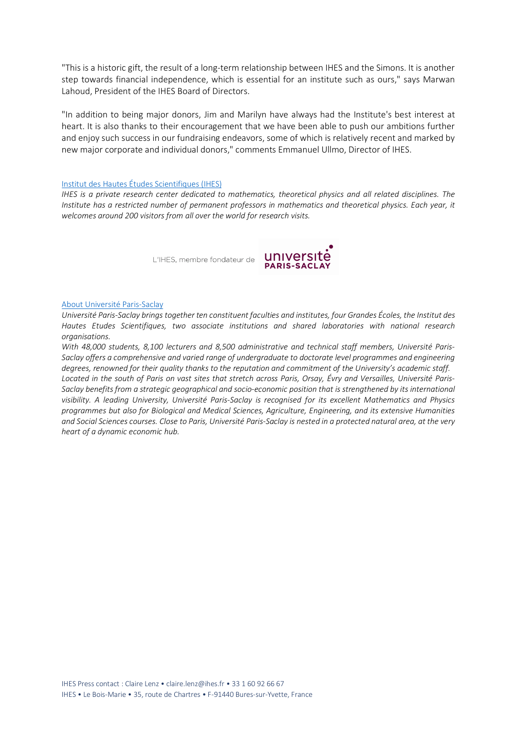"This is a historic gift, the result of a long-term relationship between IHES and the Simons. It is another step towards financial independence, which is essential for an institute such as ours," says Marwan Lahoud, President of the IHES Board of Directors.

"In addition to being major donors, Jim and Marilyn have always had the Institute's best interest at heart. It is also thanks to their encouragement that we have been able to push our ambitions further and enjoy such success in our fundraising endeavors, some of which is relatively recent and marked by new major corporate and individual donors," comments Emmanuel Ullmo, Director of IHES.

Institut des Hautes Études Scientifiques (IHES)

*IHES is a private research center dedicated to mathematics, theoretical physics and all related disciplines. The Institute has a restricted number of permanent professors in mathematics and theoretical physics. Each year, it welcomes around 200 visitors from all over the world for research visits.*

L'IHES, membre fondateur de université PARIS-SACLAY

About Université Paris-Saclay

*Université Paris-Saclay brings together ten constituent faculties and institutes, four Grandes Écoles, the Institut des Hautes Etudes Scientifiques, two associate institutions and shared laboratories with national research organisations.*

*With 48,000 students, 8,100 lecturers and 8,500 administrative and technical staff members, Université Paris-Saclay offers a comprehensive and varied range of undergraduate to doctorate level programmes and engineering degrees, renowned for their quality thanks to the reputation and commitment of the University's academic staff.*

*Located in the south of Paris on vast sites that stretch across Paris, Orsay, Évry and Versailles, Université Paris-Saclay benefits from a strategic geographical and socio-economic position that is strengthened by its international visibility. A leading University, Université Paris-Saclay is recognised for its excellent Mathematics and Physics programmes but also for Biological and Medical Sciences, Agriculture, Engineering, and its extensive Humanities and Social Sciences courses. Close to Paris, Université Paris-Saclay is nested in a protected natural area, at the very heart of a dynamic economic hub.*

IHES Press contact : Claire Lenz • claire.lenz@ihes.fr • 33 1 60 92 66 67
IHES • Le Bois-Marie • 35, route de Chartres • F-91440 Bures-sur-Yvette, France